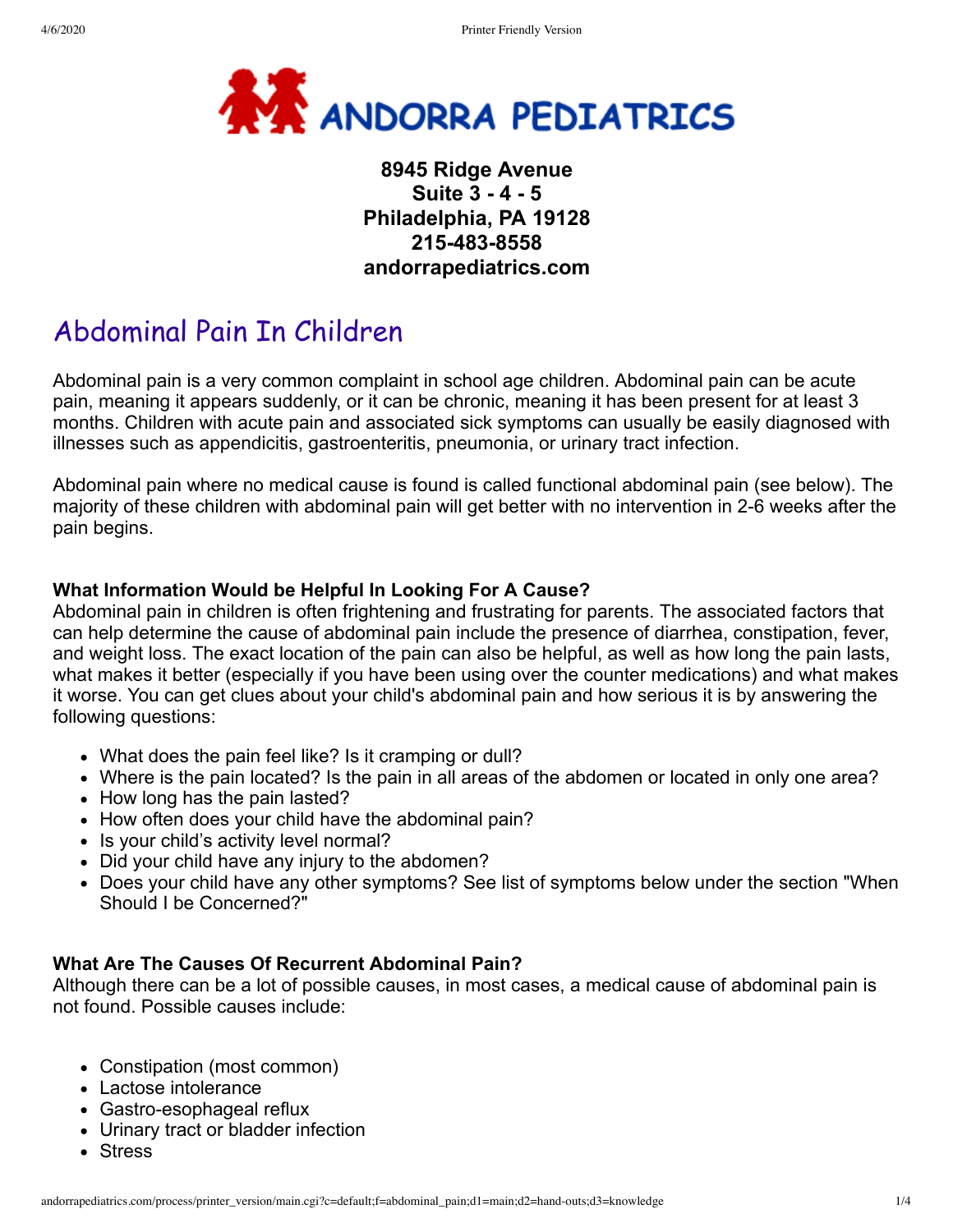# ANDORRA PEDIATRICS

**8945 Ridge Avenue**
**Suite 3 - 4 - 5**
**Philadelphia, PA 19128**
**215-483-8558**
**andorrapediatrics.com**

## Abdominal Pain In Children

Abdominal pain is a very common complaint in school age children. Abdominal pain can be acute pain, meaning it appears suddenly, or it can be chronic, meaning it has been present for at least 3 months. Children with acute pain and associated sick symptoms can usually be easily diagnosed with illnesses such as appendicitis, gastroenteritis, pneumonia, or urinary tract infection.

Abdominal pain where no medical cause is found is called functional abdominal pain (see below). The majority of these children with abdominal pain will get better with no intervention in 2-6 weeks after the pain begins.

**What Information Would be Helpful In Looking For A Cause?**

Abdominal pain in children is often frightening and frustrating for parents. The associated factors that can help determine the cause of abdominal pain include the presence of diarrhea, constipation, fever, and weight loss. The exact location of the pain can also be helpful, as well as how long the pain lasts, what makes it better (especially if you have been using over the counter medications) and what makes it worse. You can get clues about your child's abdominal pain and how serious it is by answering the following questions:

- What does the pain feel like? Is it cramping or dull?
- Where is the pain located? Is the pain in all areas of the abdomen or located in only one area?
- How long has the pain lasted?
- How often does your child have the abdominal pain?
- Is your child's activity level normal?
- Did your child have any injury to the abdomen?
- Does your child have any other symptoms? See list of symptoms below under the section "When Should I be Concerned?"

**What Are The Causes Of Recurrent Abdominal Pain?**

Although there can be a lot of possible causes, in most cases, a medical cause of abdominal pain is not found. Possible causes include:

- Constipation (most common)
- Lactose intolerance
- Gastro-esophageal reflux
- Urinary tract or bladder infection
- Stress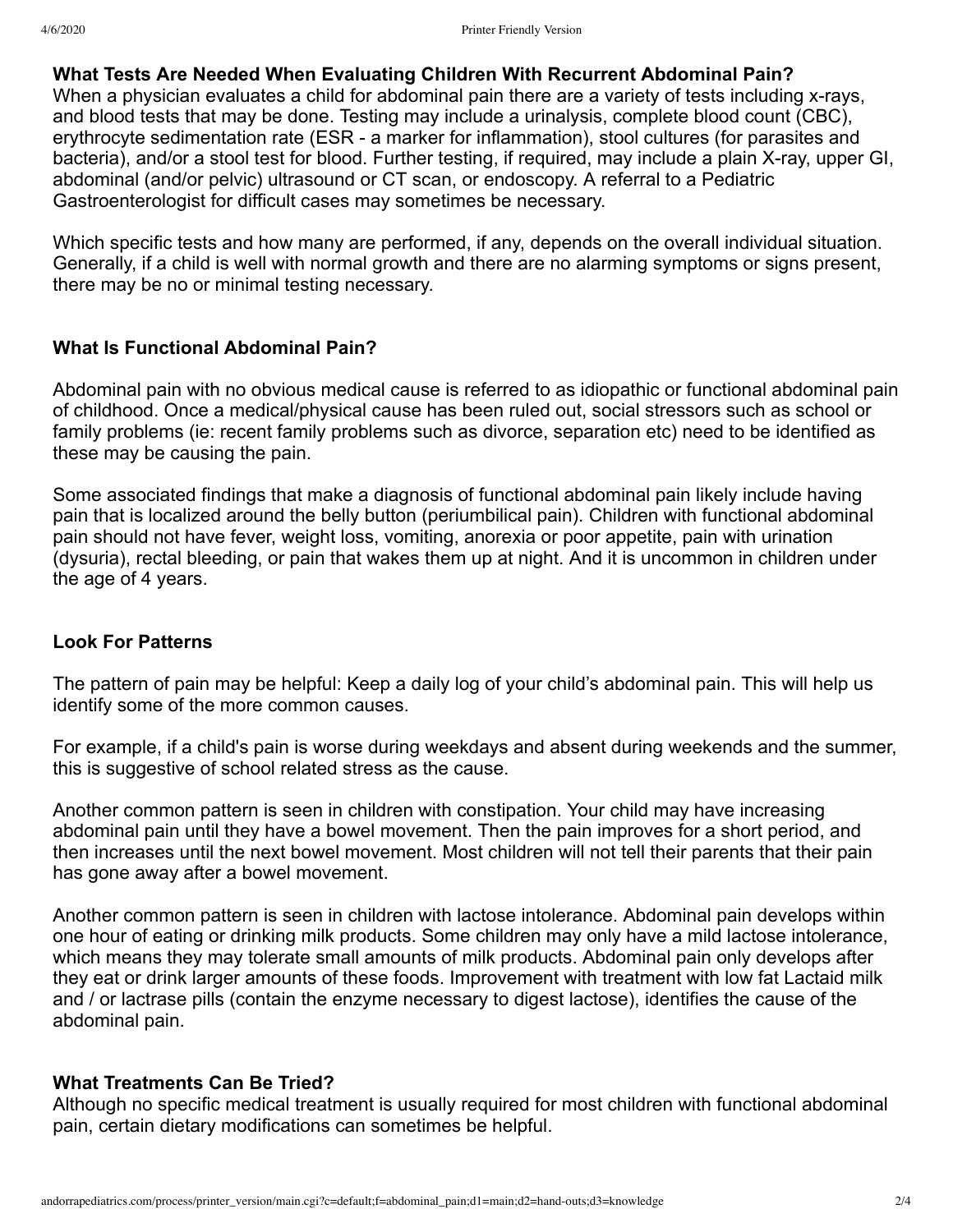### What Tests Are Needed When Evaluating Children With Recurrent Abdominal Pain?

When a physician evaluates a child for abdominal pain there are a variety of tests including x-rays, and blood tests that may be done. Testing may include a urinalysis, complete blood count (CBC), erythrocyte sedimentation rate (ESR - a marker for inflammation), stool cultures (for parasites and bacteria), and/or a stool test for blood. Further testing, if required, may include a plain X-ray, upper GI, abdominal (and/or pelvic) ultrasound or CT scan, or endoscopy. A referral to a Pediatric Gastroenterologist for difficult cases may sometimes be necessary.

Which specific tests and how many are performed, if any, depends on the overall individual situation. Generally, if a child is well with normal growth and there are no alarming symptoms or signs present, there may be no or minimal testing necessary.

### What Is Functional Abdominal Pain?

Abdominal pain with no obvious medical cause is referred to as idiopathic or functional abdominal pain of childhood. Once a medical/physical cause has been ruled out, social stressors such as school or family problems (ie: recent family problems such as divorce, separation etc) need to be identified as these may be causing the pain.

Some associated findings that make a diagnosis of functional abdominal pain likely include having pain that is localized around the belly button (periumbilical pain). Children with functional abdominal pain should not have fever, weight loss, vomiting, anorexia or poor appetite, pain with urination (dysuria), rectal bleeding, or pain that wakes them up at night. And it is uncommon in children under the age of 4 years.

### Look For Patterns

The pattern of pain may be helpful: Keep a daily log of your child's abdominal pain. This will help us identify some of the more common causes.

For example, if a child's pain is worse during weekdays and absent during weekends and the summer, this is suggestive of school related stress as the cause.

Another common pattern is seen in children with constipation. Your child may have increasing abdominal pain until they have a bowel movement. Then the pain improves for a short period, and then increases until the next bowel movement. Most children will not tell their parents that their pain has gone away after a bowel movement.

Another common pattern is seen in children with lactose intolerance. Abdominal pain develops within one hour of eating or drinking milk products. Some children may only have a mild lactose intolerance, which means they may tolerate small amounts of milk products. Abdominal pain only develops after they eat or drink larger amounts of these foods. Improvement with treatment with low fat Lactaid milk and / or lactrase pills (contain the enzyme necessary to digest lactose), identifies the cause of the abdominal pain.

### What Treatments Can Be Tried?

Although no specific medical treatment is usually required for most children with functional abdominal pain, certain dietary modifications can sometimes be helpful.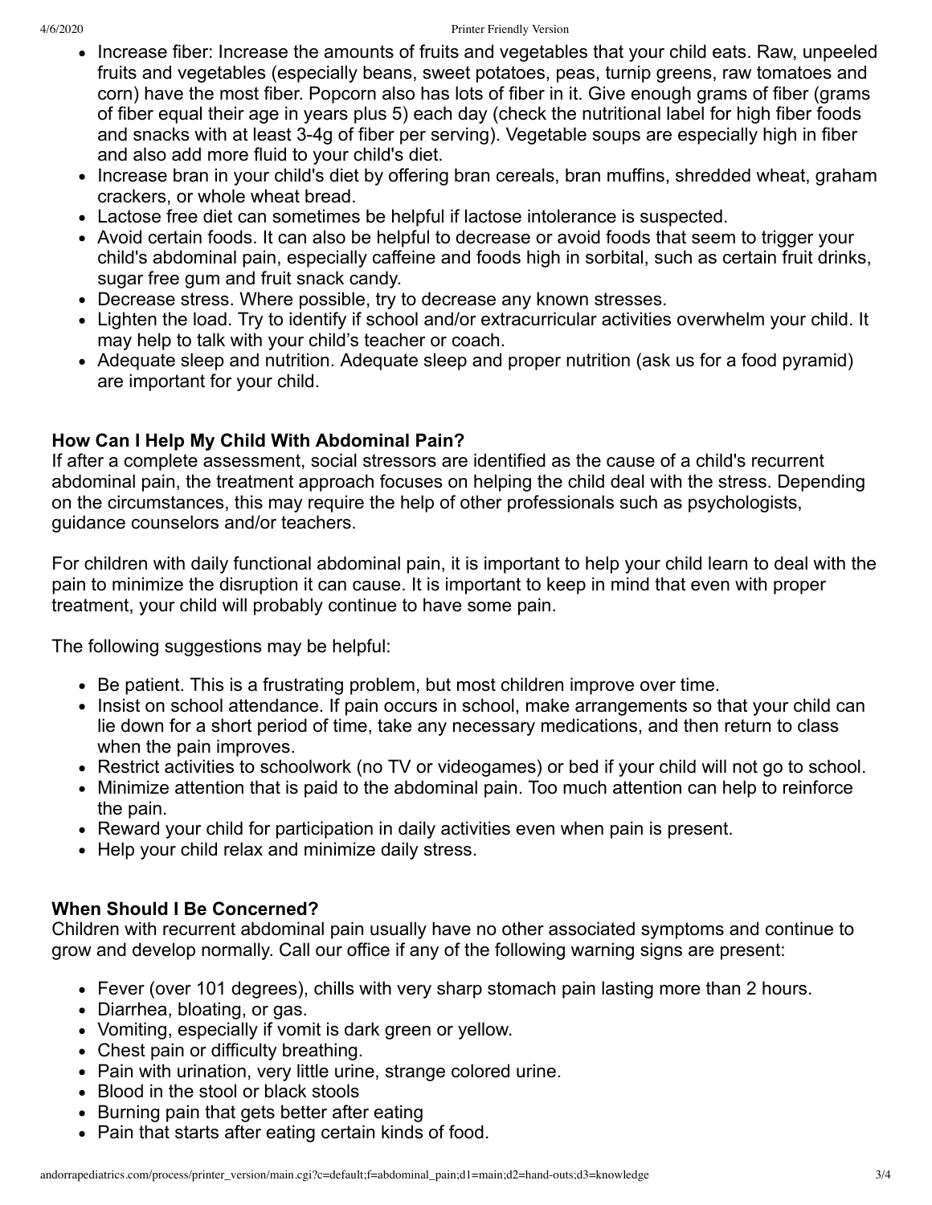- Increase fiber: Increase the amounts of fruits and vegetables that your child eats. Raw, unpeeled fruits and vegetables (especially beans, sweet potatoes, peas, turnip greens, raw tomatoes and corn) have the most fiber. Popcorn also has lots of fiber in it. Give enough grams of fiber (grams of fiber equal their age in years plus 5) each day (check the nutritional label for high fiber foods and snacks with at least 3-4g of fiber per serving). Vegetable soups are especially high in fiber and also add more fluid to your child's diet.
- Increase bran in your child's diet by offering bran cereals, bran muffins, shredded wheat, graham crackers, or whole wheat bread.
- Lactose free diet can sometimes be helpful if lactose intolerance is suspected.
- Avoid certain foods. It can also be helpful to decrease or avoid foods that seem to trigger your child's abdominal pain, especially caffeine and foods high in sorbital, such as certain fruit drinks, sugar free gum and fruit snack candy.
- Decrease stress. Where possible, try to decrease any known stresses.
- Lighten the load. Try to identify if school and/or extracurricular activities overwhelm your child. It may help to talk with your child's teacher or coach.
- Adequate sleep and nutrition. Adequate sleep and proper nutrition (ask us for a food pyramid) are important for your child.

**How Can I Help My Child With Abdominal Pain?**

If after a complete assessment, social stressors are identified as the cause of a child's recurrent abdominal pain, the treatment approach focuses on helping the child deal with the stress. Depending on the circumstances, this may require the help of other professionals such as psychologists, guidance counselors and/or teachers.

For children with daily functional abdominal pain, it is important to help your child learn to deal with the pain to minimize the disruption it can cause. It is important to keep in mind that even with proper treatment, your child will probably continue to have some pain.

The following suggestions may be helpful:

- Be patient. This is a frustrating problem, but most children improve over time.
- Insist on school attendance. If pain occurs in school, make arrangements so that your child can lie down for a short period of time, take any necessary medications, and then return to class when the pain improves.
- Restrict activities to schoolwork (no TV or videogames) or bed if your child will not go to school.
- Minimize attention that is paid to the abdominal pain. Too much attention can help to reinforce the pain.
- Reward your child for participation in daily activities even when pain is present.
- Help your child relax and minimize daily stress.

**When Should I Be Concerned?**

Children with recurrent abdominal pain usually have no other associated symptoms and continue to grow and develop normally. Call our office if any of the following warning signs are present:

- Fever (over 101 degrees), chills with very sharp stomach pain lasting more than 2 hours.
- Diarrhea, bloating, or gas.
- Vomiting, especially if vomit is dark green or yellow.
- Chest pain or difficulty breathing.
- Pain with urination, very little urine, strange colored urine.
- Blood in the stool or black stools
- Burning pain that gets better after eating
- Pain that starts after eating certain kinds of food.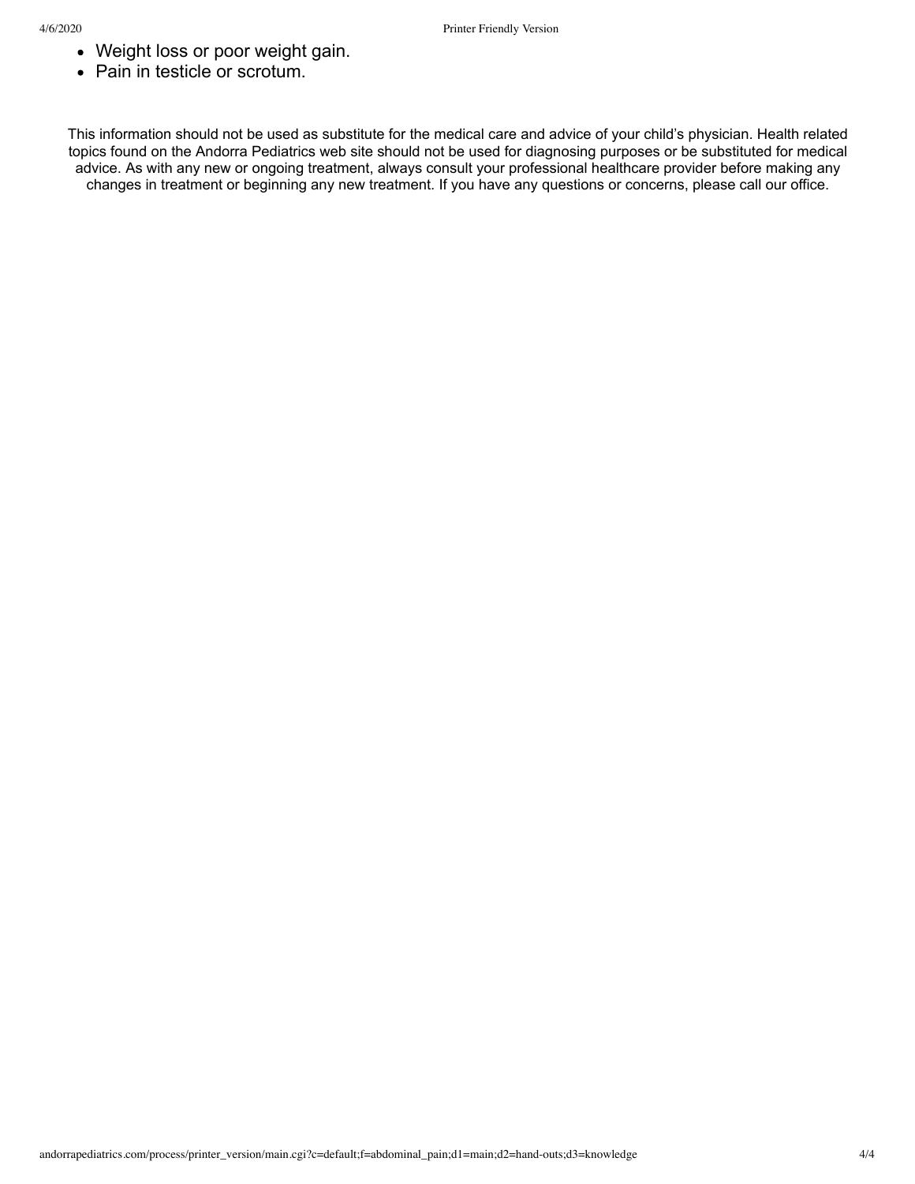- Weight loss or poor weight gain.
- Pain in testicle or scrotum.

This information should not be used as substitute for the medical care and advice of your child's physician. Health related topics found on the Andorra Pediatrics web site should not be used for diagnosing purposes or be substituted for medical advice. As with any new or ongoing treatment, always consult your professional healthcare provider before making any changes in treatment or beginning any new treatment. If you have any questions or concerns, please call our office.